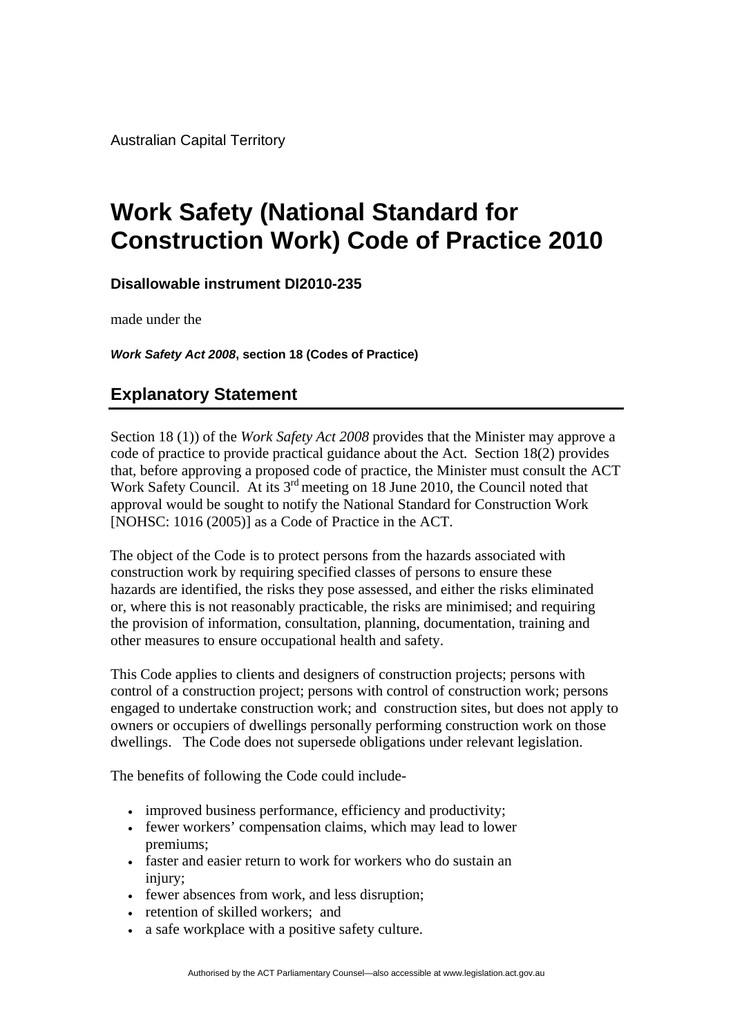Australian Capital Territory

# Work Safety (National Standard for Construction Work) Code of Practice 2010

**Disallowable instrument DI2010-235**

made under the

***Work Safety Act 2008*, section 18 (Codes of Practice)**

## Explanatory Statement

Section 18 (1)) of the *Work Safety Act 2008* provides that the Minister may approve a code of practice to provide practical guidance about the Act. Section 18(2) provides that, before approving a proposed code of practice, the Minister must consult the ACT Work Safety Council. At its 3rd meeting on 18 June 2010, the Council noted that approval would be sought to notify the National Standard for Construction Work [NOHSC: 1016 (2005)] as a Code of Practice in the ACT.

The object of the Code is to protect persons from the hazards associated with construction work by requiring specified classes of persons to ensure these hazards are identified, the risks they pose assessed, and either the risks eliminated or, where this is not reasonably practicable, the risks are minimised; and requiring the provision of information, consultation, planning, documentation, training and other measures to ensure occupational health and safety.

This Code applies to clients and designers of construction projects; persons with control of a construction project; persons with control of construction work; persons engaged to undertake construction work; and construction sites, but does not apply to owners or occupiers of dwellings personally performing construction work on those dwellings. The Code does not supersede obligations under relevant legislation.

The benefits of following the Code could include-

- improved business performance, efficiency and productivity;
- fewer workers' compensation claims, which may lead to lower premiums;
- faster and easier return to work for workers who do sustain an injury;
- fewer absences from work, and less disruption;
- retention of skilled workers; and
- a safe workplace with a positive safety culture.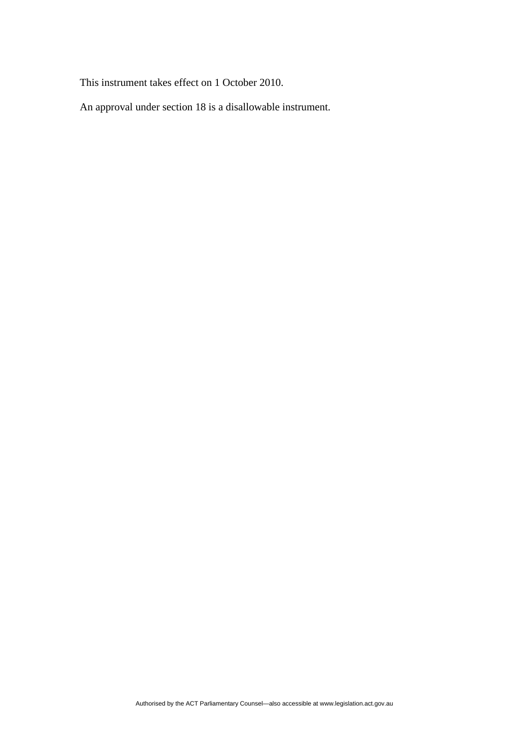This instrument takes effect on 1 October 2010.

An approval under section 18 is a disallowable instrument.